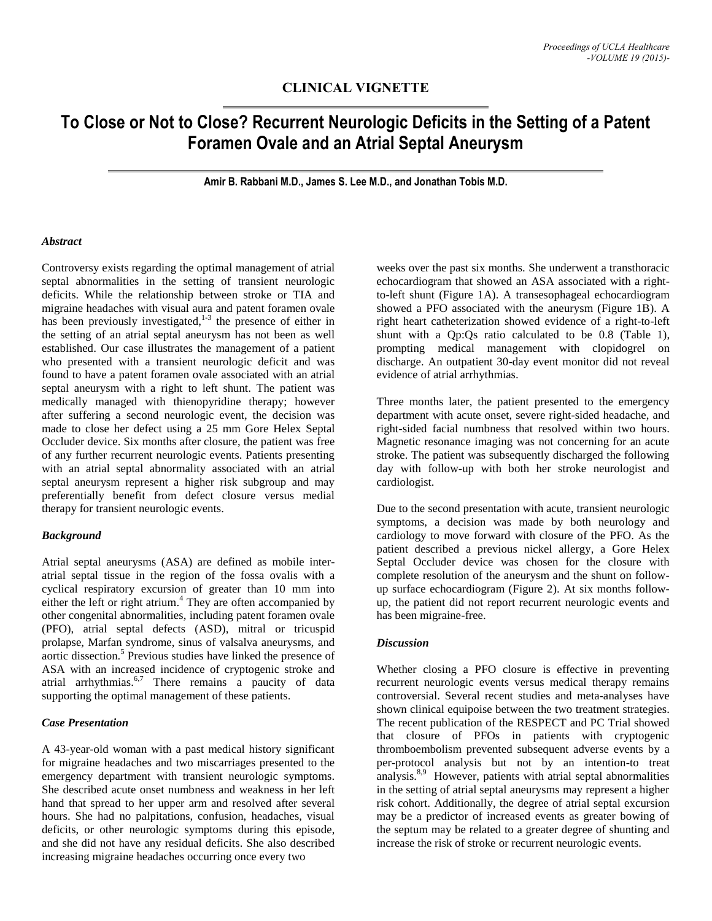## CLINICAL VIGNETTE

# To Close or Not to Close? Recurrent Neurologic Deficits in the Setting of a Patent Foramen Ovale and an Atrial Septal Aneurysm

**Amir B. Rabbani M.D., James S. Lee M.D., and Jonathan Tobis M.D.**

### *Abstract*

Controversy exists regarding the optimal management of atrial septal abnormalities in the setting of transient neurologic deficits. While the relationship between stroke or TIA and migraine headaches with visual aura and patent foramen ovale has been previously investigated,[1-3] the presence of either in the setting of an atrial septal aneurysm has not been as well established. Our case illustrates the management of a patient who presented with a transient neurologic deficit and was found to have a patent foramen ovale associated with an atrial septal aneurysm with a right to left shunt. The patient was medically managed with thienopyridine therapy; however after suffering a second neurologic event, the decision was made to close her defect using a 25 mm Gore Helex Septal Occluder device. Six months after closure, the patient was free of any further recurrent neurologic events. Patients presenting with an atrial septal abnormality associated with an atrial septal aneurysm represent a higher risk subgroup and may preferentially benefit from defect closure versus medial therapy for transient neurologic events.

### *Background*

Atrial septal aneurysms (ASA) are defined as mobile inter-atrial septal tissue in the region of the fossa ovalis with a cyclical respiratory excursion of greater than 10 mm into either the left or right atrium.[4] They are often accompanied by other congenital abnormalities, including patent foramen ovale (PFO), atrial septal defects (ASD), mitral or tricuspid prolapse, Marfan syndrome, sinus of valsalva aneurysms, and aortic dissection.[5] Previous studies have linked the presence of ASA with an increased incidence of cryptogenic stroke and atrial arrhythmias.[6,7] There remains a paucity of data supporting the optimal management of these patients.

### *Case Presentation*

A 43-year-old woman with a past medical history significant for migraine headaches and two miscarriages presented to the emergency department with transient neurologic symptoms. She described acute onset numbness and weakness in her left hand that spread to her upper arm and resolved after several hours. She had no palpitations, confusion, headaches, visual deficits, or other neurologic symptoms during this episode, and she did not have any residual deficits. She also described increasing migraine headaches occurring once every two weeks over the past six months. She underwent a transthoracic echocardiogram that showed an ASA associated with a right-to-left shunt (Figure 1A). A transesophageal echocardiogram showed a PFO associated with the aneurysm (Figure 1B). A right heart catheterization showed evidence of a right-to-left shunt with a Qp:Qs ratio calculated to be 0.8 (Table 1), prompting medical management with clopidogrel on discharge. An outpatient 30-day event monitor did not reveal evidence of atrial arrhythmias.

Three months later, the patient presented to the emergency department with acute onset, severe right-sided headache, and right-sided facial numbness that resolved within two hours. Magnetic resonance imaging was not concerning for an acute stroke. The patient was subsequently discharged the following day with follow-up with both her stroke neurologist and cardiologist.

Due to the second presentation with acute, transient neurologic symptoms, a decision was made by both neurology and cardiology to move forward with closure of the PFO. As the patient described a previous nickel allergy, a Gore Helex Septal Occluder device was chosen for the closure with complete resolution of the aneurysm and the shunt on follow-up surface echocardiogram (Figure 2). At six months follow-up, the patient did not report recurrent neurologic events and has been migraine-free.

### *Discussion*

Whether closing a PFO closure is effective in preventing recurrent neurologic events versus medical therapy remains controversial. Several recent studies and meta-analyses have shown clinical equipoise between the two treatment strategies. The recent publication of the RESPECT and PC Trial showed that closure of PFOs in patients with cryptogenic thromboembolism prevented subsequent adverse events by a per-protocol analysis but not by an intention-to treat analysis.[8,9] However, patients with atrial septal abnormalities in the setting of atrial septal aneurysms may represent a higher risk cohort. Additionally, the degree of atrial septal excursion may be a predictor of increased events as greater bowing of the septum may be related to a greater degree of shunting and increase the risk of stroke or recurrent neurologic events.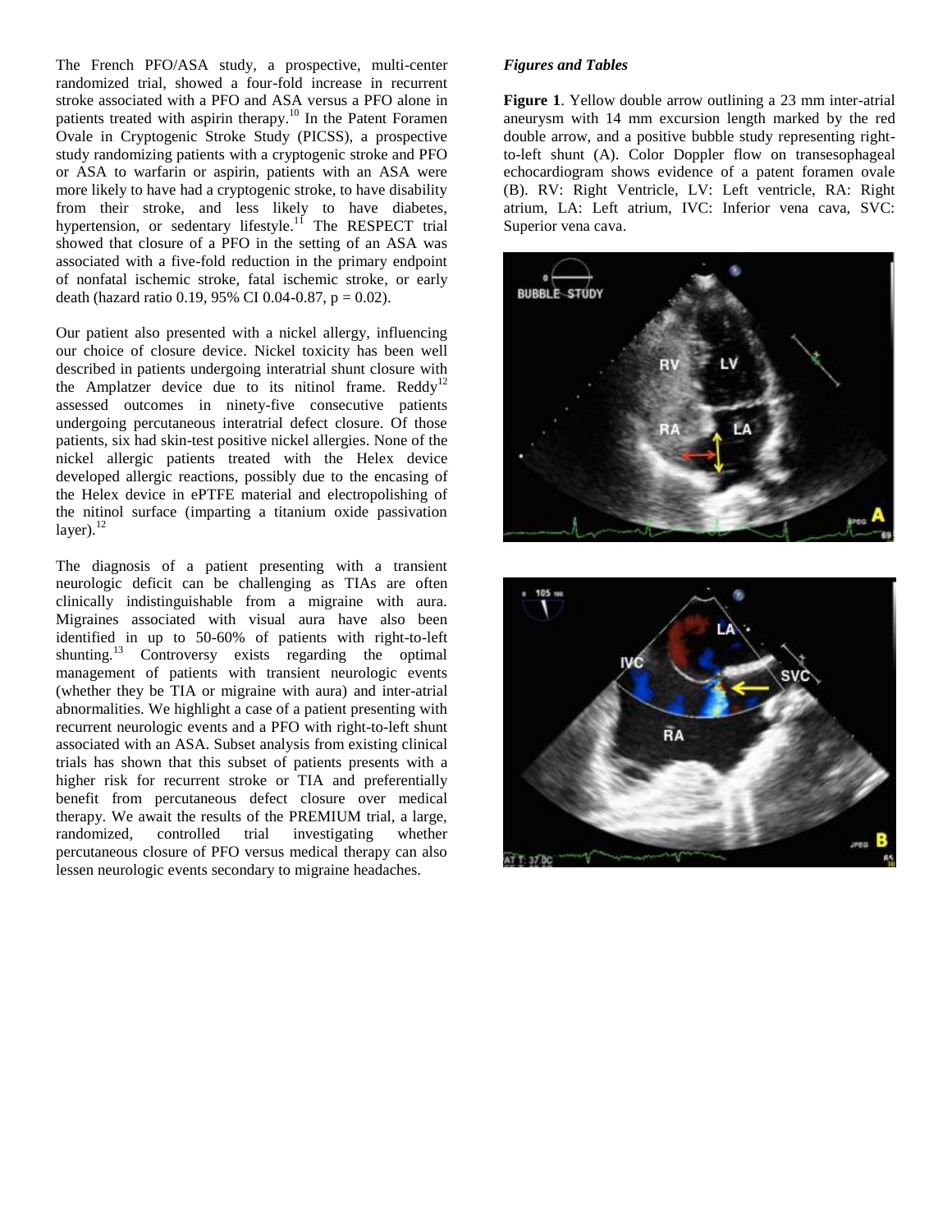The French PFO/ASA study, a prospective, multi-center randomized trial, showed a four-fold increase in recurrent stroke associated with a PFO and ASA versus a PFO alone in patients treated with aspirin therapy.[10] In the Patent Foramen Ovale in Cryptogenic Stroke Study (PICSS), a prospective study randomizing patients with a cryptogenic stroke and PFO or ASA to warfarin or aspirin, patients with an ASA were more likely to have had a cryptogenic stroke, to have disability from their stroke, and less likely to have diabetes, hypertension, or sedentary lifestyle.[11] The RESPECT trial showed that closure of a PFO in the setting of an ASA was associated with a five-fold reduction in the primary endpoint of nonfatal ischemic stroke, fatal ischemic stroke, or early death (hazard ratio 0.19, 95% CI 0.04-0.87, $p = 0.02$).

Our patient also presented with a nickel allergy, influencing our choice of closure device. Nickel toxicity has been well described in patients undergoing interatrial shunt closure with the Amplatzer device due to its nitinol frame. Reddy[12] assessed outcomes in ninety-five consecutive patients undergoing percutaneous interatrial defect closure. Of those patients, six had skin-test positive nickel allergies. None of the nickel allergic patients treated with the Helex device developed allergic reactions, possibly due to the encasing of the Helex device in ePTFE material and electropolishing of the nitinol surface (imparting a titanium oxide passivation layer).[12]

The diagnosis of a patient presenting with a transient neurologic deficit can be challenging as TIAs are often clinically indistinguishable from a migraine with aura. Migraines associated with visual aura have also been identified in up to 50-60% of patients with right-to-left shunting.[13] Controversy exists regarding the optimal management of patients with transient neurologic events (whether they be TIA or migraine with aura) and inter-atrial abnormalities. We highlight a case of a patient presenting with recurrent neurologic events and a PFO with right-to-left shunt associated with an ASA. Subset analysis from existing clinical trials has shown that this subset of patients presents with a higher risk for recurrent stroke or TIA and preferentially benefit from percutaneous defect closure over medical therapy. We await the results of the PREMIUM trial, a large, randomized, controlled trial investigating whether percutaneous closure of PFO versus medical therapy can also lessen neurologic events secondary to migraine headaches.

### *Figures and Tables*

**Figure 1**. Yellow double arrow outlining a 23 mm inter-atrial aneurysm with 14 mm excursion length marked by the red double arrow, and a positive bubble study representing right-to-left shunt (A). Color Doppler flow on transesophageal echocardiogram shows evidence of a patent foramen ovale (B). RV: Right Ventricle, LV: Left ventricle, RA: Right atrium, LA: Left atrium, IVC: Inferior vena cava, SVC: Superior vena cava.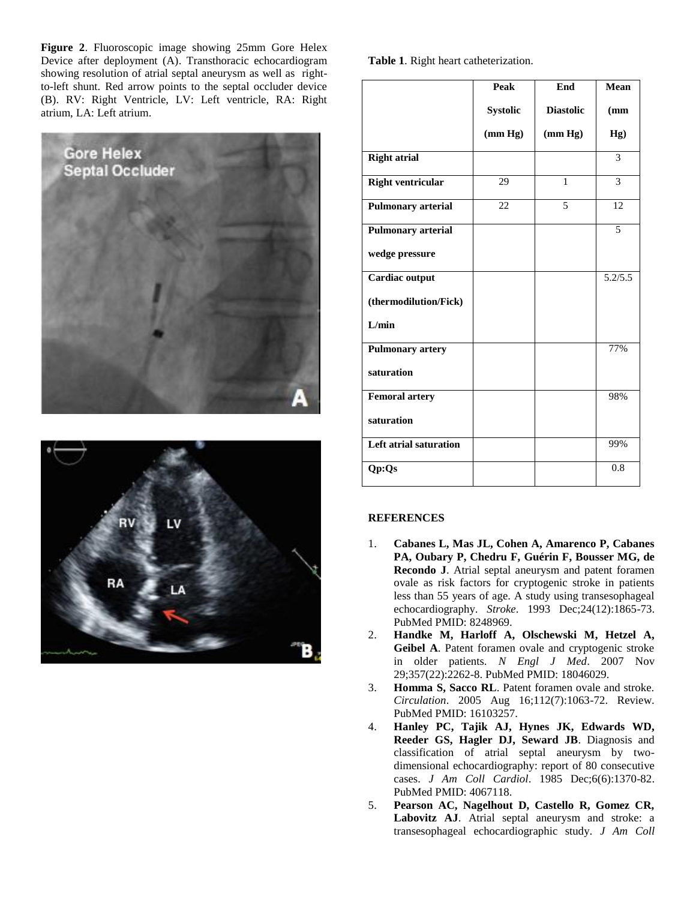**Figure 2**. Fluoroscopic image showing 25mm Gore Helex Device after deployment (A). Transthoracic echocardiogram showing resolution of atrial septal aneurysm as well as right-to-left shunt. Red arrow points to the septal occluder device (B). RV: Right Ventricle, LV: Left ventricle, RA: Right atrium, LA: Left atrium.

**Table 1**. Right heart catheterization.

| | **Peak Systolic (mm Hg)** | **End Diastolic (mm Hg)** | **Mean (mm Hg)** |
|---|---|---|---|
| **Right atrial** | | | 3 |
| **Right ventricular** | 29 | 1 | 3 |
| **Pulmonary arterial** | 22 | 5 | 12 |
| **Pulmonary arterial wedge pressure** | | | 5 |
| **Cardiac output (thermodilution/Fick) L/min** | | | 5.2/5.5 |
| **Pulmonary artery saturation** | | | 77% |
| **Femoral artery saturation** | | | 98% |
| **Left atrial saturation** | | | 99% |
| **Qp:Qs** | | | 0.8 |

## REFERENCES

1. **Cabanes L, Mas JL, Cohen A, Amarenco P, Cabanes PA, Oubary P, Chedru F, Guérin F, Bousser MG, de Recondo J**. Atrial septal aneurysm and patent foramen ovale as risk factors for cryptogenic stroke in patients less than 55 years of age. A study using transesophageal echocardiography. *Stroke*. 1993 Dec;24(12):1865-73. PubMed PMID: 8248969.
2. **Handke M, Harloff A, Olschewski M, Hetzel A, Geibel A**. Patent foramen ovale and cryptogenic stroke in older patients. *N Engl J Med*. 2007 Nov 29;357(22):2262-8. PubMed PMID: 18046029.
3. **Homma S, Sacco RL**. Patent foramen ovale and stroke. *Circulation*. 2005 Aug 16;112(7):1063-72. Review. PubMed PMID: 16103257.
4. **Hanley PC, Tajik AJ, Hynes JK, Edwards WD, Reeder GS, Hagler DJ, Seward JB**. Diagnosis and classification of atrial septal aneurysm by two-dimensional echocardiography: report of 80 consecutive cases. *J Am Coll Cardiol*. 1985 Dec;6(6):1370-82. PubMed PMID: 4067118.
5. **Pearson AC, Nagelhout D, Castello R, Gomez CR, Labovitz AJ**. Atrial septal aneurysm and stroke: a transesophageal echocardiographic study. *J Am Coll*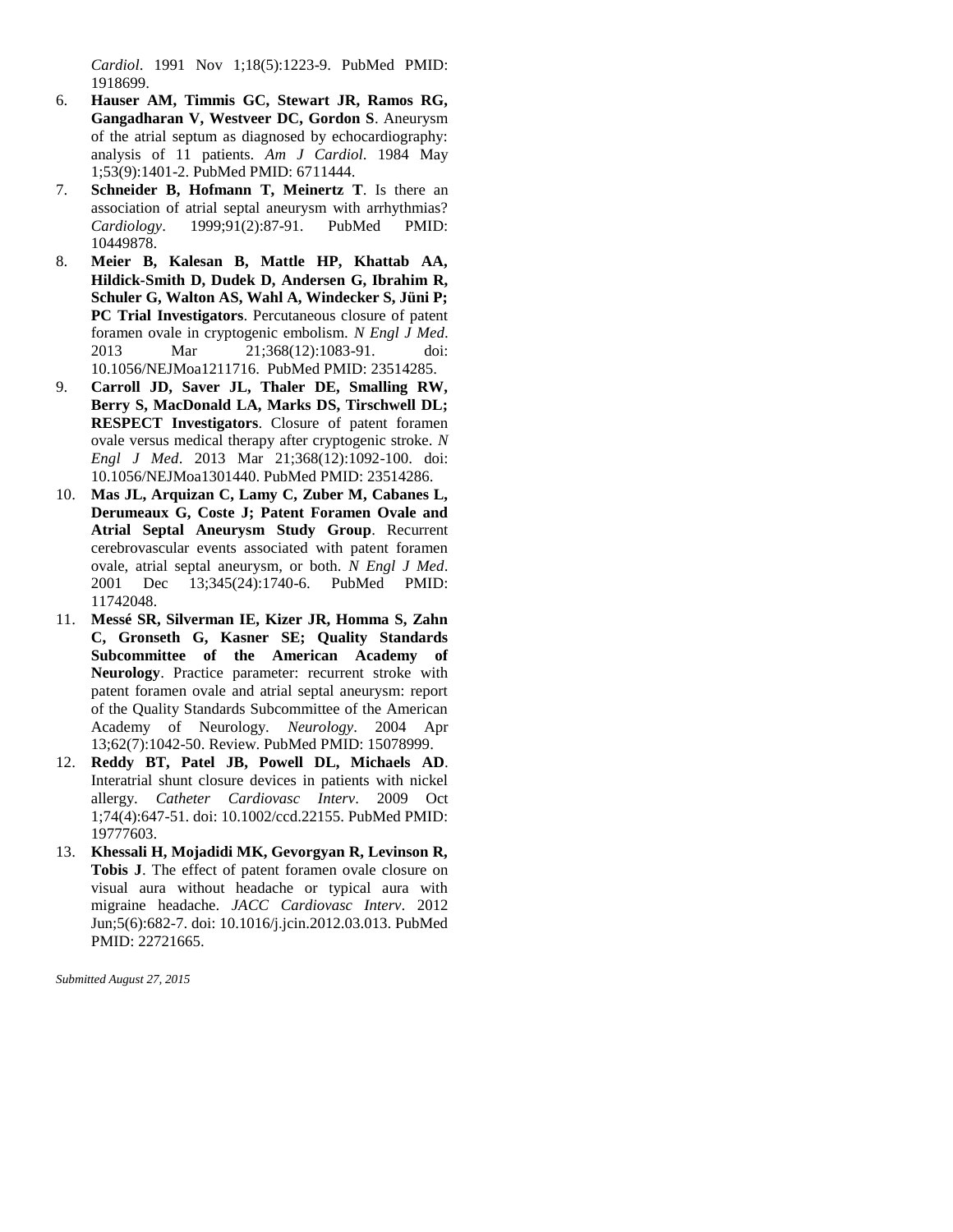*Cardiol*. 1991 Nov 1;18(5):1223-9. PubMed PMID: 1918699.

6. **Hauser AM, Timmis GC, Stewart JR, Ramos RG, Gangadharan V, Westveer DC, Gordon S**. Aneurysm of the atrial septum as diagnosed by echocardiography: analysis of 11 patients. *Am J Cardiol*. 1984 May 1;53(9):1401-2. PubMed PMID: 6711444.
7. **Schneider B, Hofmann T, Meinertz T**. Is there an association of atrial septal aneurysm with arrhythmias? *Cardiology*. 1999;91(2):87-91. PubMed PMID: 10449878.
8. **Meier B, Kalesan B, Mattle HP, Khattab AA, Hildick-Smith D, Dudek D, Andersen G, Ibrahim R, Schuler G, Walton AS, Wahl A, Windecker S, Jüni P; PC Trial Investigators**. Percutaneous closure of patent foramen ovale in cryptogenic embolism. *N Engl J Med*. 2013 Mar 21;368(12):1083-91. doi: 10.1056/NEJMoa1211716. PubMed PMID: 23514285.
9. **Carroll JD, Saver JL, Thaler DE, Smalling RW, Berry S, MacDonald LA, Marks DS, Tirschwell DL; RESPECT Investigators**. Closure of patent foramen ovale versus medical therapy after cryptogenic stroke. *N Engl J Med*. 2013 Mar 21;368(12):1092-100. doi: 10.1056/NEJMoa1301440. PubMed PMID: 23514286.
10. **Mas JL, Arquizan C, Lamy C, Zuber M, Cabanes L, Derumeaux G, Coste J; Patent Foramen Ovale and Atrial Septal Aneurysm Study Group**. Recurrent cerebrovascular events associated with patent foramen ovale, atrial septal aneurysm, or both. *N Engl J Med*. 2001 Dec 13;345(24):1740-6. PubMed PMID: 11742048.
11. **Messé SR, Silverman IE, Kizer JR, Homma S, Zahn C, Gronseth G, Kasner SE; Quality Standards Subcommittee of the American Academy of Neurology**. Practice parameter: recurrent stroke with patent foramen ovale and atrial septal aneurysm: report of the Quality Standards Subcommittee of the American Academy of Neurology. *Neurology*. 2004 Apr 13;62(7):1042-50. Review. PubMed PMID: 15078999.
12. **Reddy BT, Patel JB, Powell DL, Michaels AD**. Interatrial shunt closure devices in patients with nickel allergy. *Catheter Cardiovasc Interv*. 2009 Oct 1;74(4):647-51. doi: 10.1002/ccd.22155. PubMed PMID: 19777603.
13. **Khessali H, Mojadidi MK, Gevorgyan R, Levinson R, Tobis J**. The effect of patent foramen ovale closure on visual aura without headache or typical aura with migraine headache. *JACC Cardiovasc Interv*. 2012 Jun;5(6):682-7. doi: 10.1016/j.jcin.2012.03.013. PubMed PMID: 22721665.

*Submitted August 27, 2015*